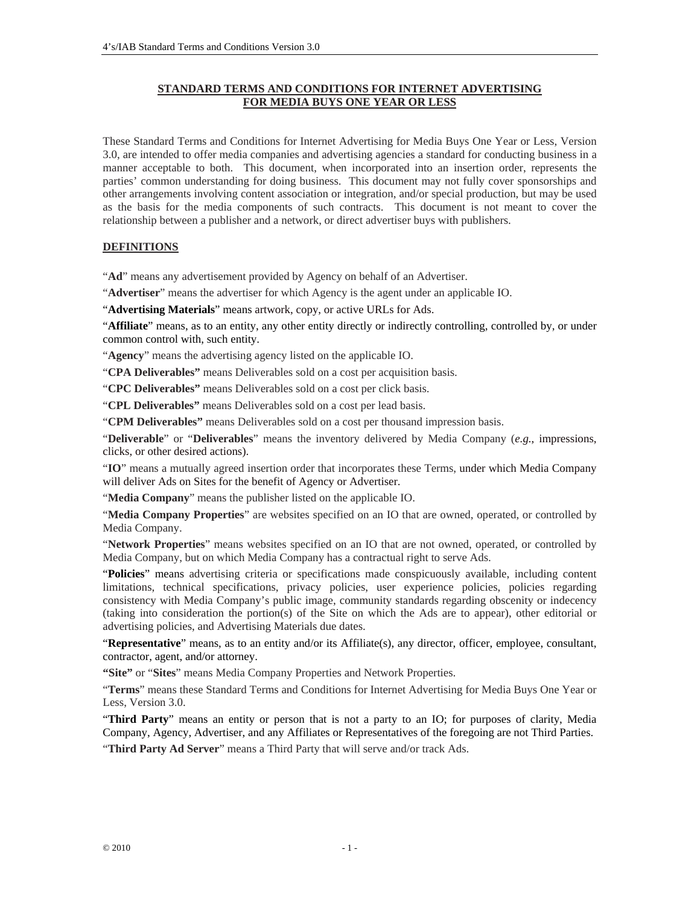# STANDARD TERMS AND CONDITIONS FOR INTERNET ADVERTISING FOR MEDIA BUYS ONE YEAR OR LESS

These Standard Terms and Conditions for Internet Advertising for Media Buys One Year or Less, Version 3.0, are intended to offer media companies and advertising agencies a standard for conducting business in a manner acceptable to both. This document, when incorporated into an insertion order, represents the parties' common understanding for doing business. This document may not fully cover sponsorships and other arrangements involving content association or integration, and/or special production, but may be used as the basis for the media components of such contracts. This document is not meant to cover the relationship between a publisher and a network, or direct advertiser buys with publishers.

## DEFINITIONS

"**Ad**" means any advertisement provided by Agency on behalf of an Advertiser.

"**Advertiser**" means the advertiser for which Agency is the agent under an applicable IO.

"**Advertising Materials**" means artwork, copy, or active URLs for Ads.

"**Affiliate**" means, as to an entity, any other entity directly or indirectly controlling, controlled by, or under common control with, such entity.

"**Agency**" means the advertising agency listed on the applicable IO.

"**CPA Deliverables**" means Deliverables sold on a cost per acquisition basis.

"**CPC Deliverables**" means Deliverables sold on a cost per click basis.

"**CPL Deliverables**" means Deliverables sold on a cost per lead basis.

"**CPM Deliverables**" means Deliverables sold on a cost per thousand impression basis.

"**Deliverable**" or "**Deliverables**" means the inventory delivered by Media Company (*e.g.*, impressions, clicks, or other desired actions).

"**IO**" means a mutually agreed insertion order that incorporates these Terms, under which Media Company will deliver Ads on Sites for the benefit of Agency or Advertiser.

"**Media Company**" means the publisher listed on the applicable IO.

"**Media Company Properties**" are websites specified on an IO that are owned, operated, or controlled by Media Company.

"**Network Properties**" means websites specified on an IO that are not owned, operated, or controlled by Media Company, but on which Media Company has a contractual right to serve Ads.

"**Policies**" means advertising criteria or specifications made conspicuously available, including content limitations, technical specifications, privacy policies, user experience policies, policies regarding consistency with Media Company's public image, community standards regarding obscenity or indecency (taking into consideration the portion(s) of the Site on which the Ads are to appear), other editorial or advertising policies, and Advertising Materials due dates.

"**Representative**" means, as to an entity and/or its Affiliate(s), any director, officer, employee, consultant, contractor, agent, and/or attorney.

"**Site**" or "**Sites**" means Media Company Properties and Network Properties.

"**Terms**" means these Standard Terms and Conditions for Internet Advertising for Media Buys One Year or Less, Version 3.0.

"**Third Party**" means an entity or person that is not a party to an IO; for purposes of clarity, Media Company, Agency, Advertiser, and any Affiliates or Representatives of the foregoing are not Third Parties.

"**Third Party Ad Server**" means a Third Party that will serve and/or track Ads.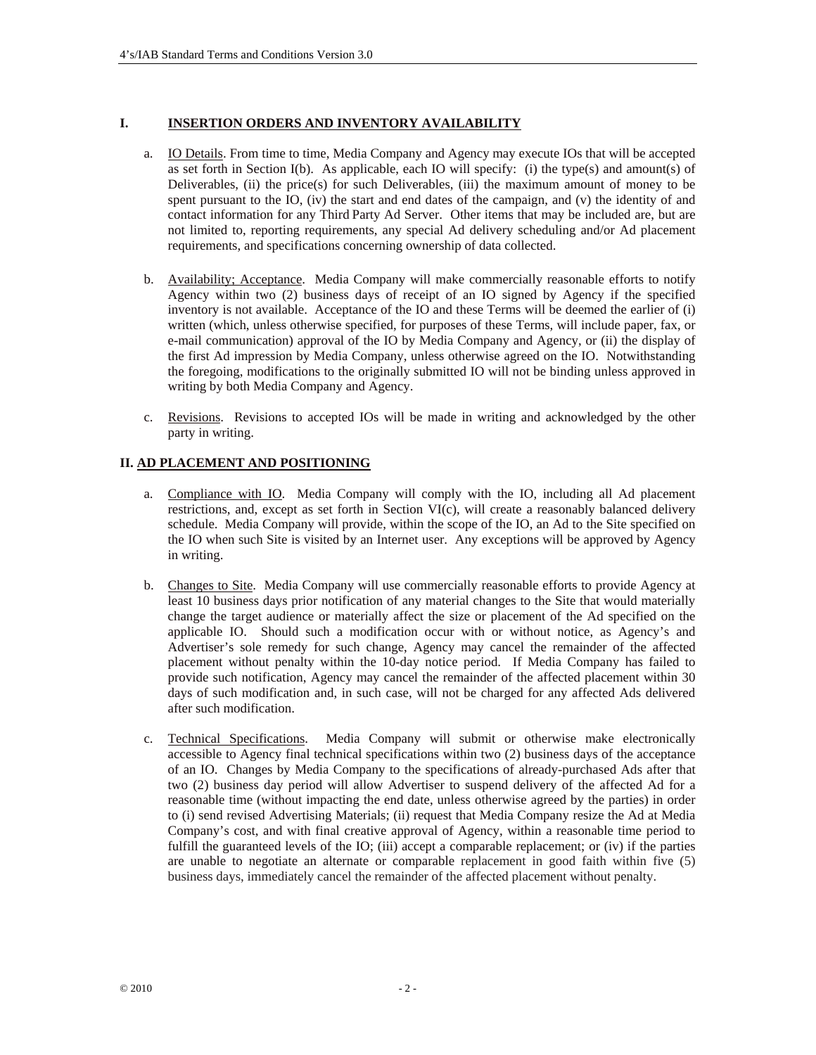## I. INSERTION ORDERS AND INVENTORY AVAILABILITY

a. IO Details. From time to time, Media Company and Agency may execute IOs that will be accepted as set forth in Section I(b). As applicable, each IO will specify: (i) the type(s) and amount(s) of Deliverables, (ii) the price(s) for such Deliverables, (iii) the maximum amount of money to be spent pursuant to the IO, (iv) the start and end dates of the campaign, and (v) the identity of and contact information for any Third Party Ad Server. Other items that may be included are, but are not limited to, reporting requirements, any special Ad delivery scheduling and/or Ad placement requirements, and specifications concerning ownership of data collected.

b. Availability; Acceptance. Media Company will make commercially reasonable efforts to notify Agency within two (2) business days of receipt of an IO signed by Agency if the specified inventory is not available. Acceptance of the IO and these Terms will be deemed the earlier of (i) written (which, unless otherwise specified, for purposes of these Terms, will include paper, fax, or e-mail communication) approval of the IO by Media Company and Agency, or (ii) the display of the first Ad impression by Media Company, unless otherwise agreed on the IO. Notwithstanding the foregoing, modifications to the originally submitted IO will not be binding unless approved in writing by both Media Company and Agency.

c. Revisions. Revisions to accepted IOs will be made in writing and acknowledged by the other party in writing.

## II. AD PLACEMENT AND POSITIONING

a. Compliance with IO. Media Company will comply with the IO, including all Ad placement restrictions, and, except as set forth in Section VI(c), will create a reasonably balanced delivery schedule. Media Company will provide, within the scope of the IO, an Ad to the Site specified on the IO when such Site is visited by an Internet user. Any exceptions will be approved by Agency in writing.

b. Changes to Site. Media Company will use commercially reasonable efforts to provide Agency at least 10 business days prior notification of any material changes to the Site that would materially change the target audience or materially affect the size or placement of the Ad specified on the applicable IO. Should such a modification occur with or without notice, as Agency's and Advertiser's sole remedy for such change, Agency may cancel the remainder of the affected placement without penalty within the 10-day notice period. If Media Company has failed to provide such notification, Agency may cancel the remainder of the affected placement within 30 days of such modification and, in such case, will not be charged for any affected Ads delivered after such modification.

c. Technical Specifications. Media Company will submit or otherwise make electronically accessible to Agency final technical specifications within two (2) business days of the acceptance of an IO. Changes by Media Company to the specifications of already-purchased Ads after that two (2) business day period will allow Advertiser to suspend delivery of the affected Ad for a reasonable time (without impacting the end date, unless otherwise agreed by the parties) in order to (i) send revised Advertising Materials; (ii) request that Media Company resize the Ad at Media Company's cost, and with final creative approval of Agency, within a reasonable time period to fulfill the guaranteed levels of the IO; (iii) accept a comparable replacement; or (iv) if the parties are unable to negotiate an alternate or comparable replacement in good faith within five (5) business days, immediately cancel the remainder of the affected placement without penalty.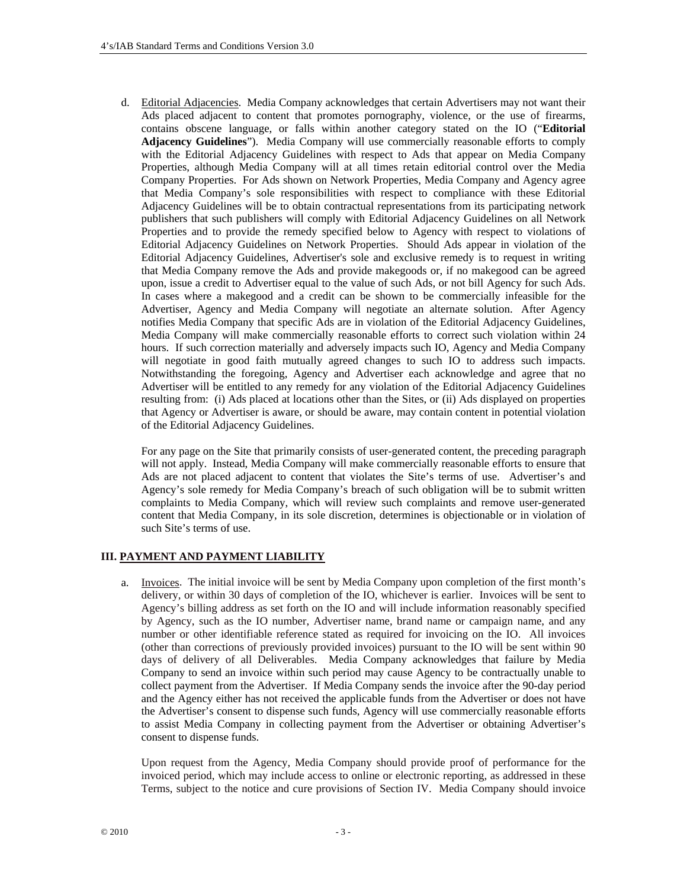d. Editorial Adjacencies. Media Company acknowledges that certain Advertisers may not want their Ads placed adjacent to content that promotes pornography, violence, or the use of firearms, contains obscene language, or falls within another category stated on the IO ("**Editorial Adjacency Guidelines**"). Media Company will use commercially reasonable efforts to comply with the Editorial Adjacency Guidelines with respect to Ads that appear on Media Company Properties, although Media Company will at all times retain editorial control over the Media Company Properties. For Ads shown on Network Properties, Media Company and Agency agree that Media Company's sole responsibilities with respect to compliance with these Editorial Adjacency Guidelines will be to obtain contractual representations from its participating network publishers that such publishers will comply with Editorial Adjacency Guidelines on all Network Properties and to provide the remedy specified below to Agency with respect to violations of Editorial Adjacency Guidelines on Network Properties. Should Ads appear in violation of the Editorial Adjacency Guidelines, Advertiser's sole and exclusive remedy is to request in writing that Media Company remove the Ads and provide makegoods or, if no makegood can be agreed upon, issue a credit to Advertiser equal to the value of such Ads, or not bill Agency for such Ads. In cases where a makegood and a credit can be shown to be commercially infeasible for the Advertiser, Agency and Media Company will negotiate an alternate solution. After Agency notifies Media Company that specific Ads are in violation of the Editorial Adjacency Guidelines, Media Company will make commercially reasonable efforts to correct such violation within 24 hours. If such correction materially and adversely impacts such IO, Agency and Media Company will negotiate in good faith mutually agreed changes to such IO to address such impacts. Notwithstanding the foregoing, Agency and Advertiser each acknowledge and agree that no Advertiser will be entitled to any remedy for any violation of the Editorial Adjacency Guidelines resulting from: (i) Ads placed at locations other than the Sites, or (ii) Ads displayed on properties that Agency or Advertiser is aware, or should be aware, may contain content in potential violation of the Editorial Adjacency Guidelines.

For any page on the Site that primarily consists of user-generated content, the preceding paragraph will not apply. Instead, Media Company will make commercially reasonable efforts to ensure that Ads are not placed adjacent to content that violates the Site's terms of use. Advertiser's and Agency's sole remedy for Media Company's breach of such obligation will be to submit written complaints to Media Company, which will review such complaints and remove user-generated content that Media Company, in its sole discretion, determines is objectionable or in violation of such Site's terms of use.

## III. PAYMENT AND PAYMENT LIABILITY

a. Invoices. The initial invoice will be sent by Media Company upon completion of the first month's delivery, or within 30 days of completion of the IO, whichever is earlier. Invoices will be sent to Agency's billing address as set forth on the IO and will include information reasonably specified by Agency, such as the IO number, Advertiser name, brand name or campaign name, and any number or other identifiable reference stated as required for invoicing on the IO. All invoices (other than corrections of previously provided invoices) pursuant to the IO will be sent within 90 days of delivery of all Deliverables. Media Company acknowledges that failure by Media Company to send an invoice within such period may cause Agency to be contractually unable to collect payment from the Advertiser. If Media Company sends the invoice after the 90-day period and the Agency either has not received the applicable funds from the Advertiser or does not have the Advertiser's consent to dispense such funds, Agency will use commercially reasonable efforts to assist Media Company in collecting payment from the Advertiser or obtaining Advertiser's consent to dispense funds.

Upon request from the Agency, Media Company should provide proof of performance for the invoiced period, which may include access to online or electronic reporting, as addressed in these Terms, subject to the notice and cure provisions of Section IV. Media Company should invoice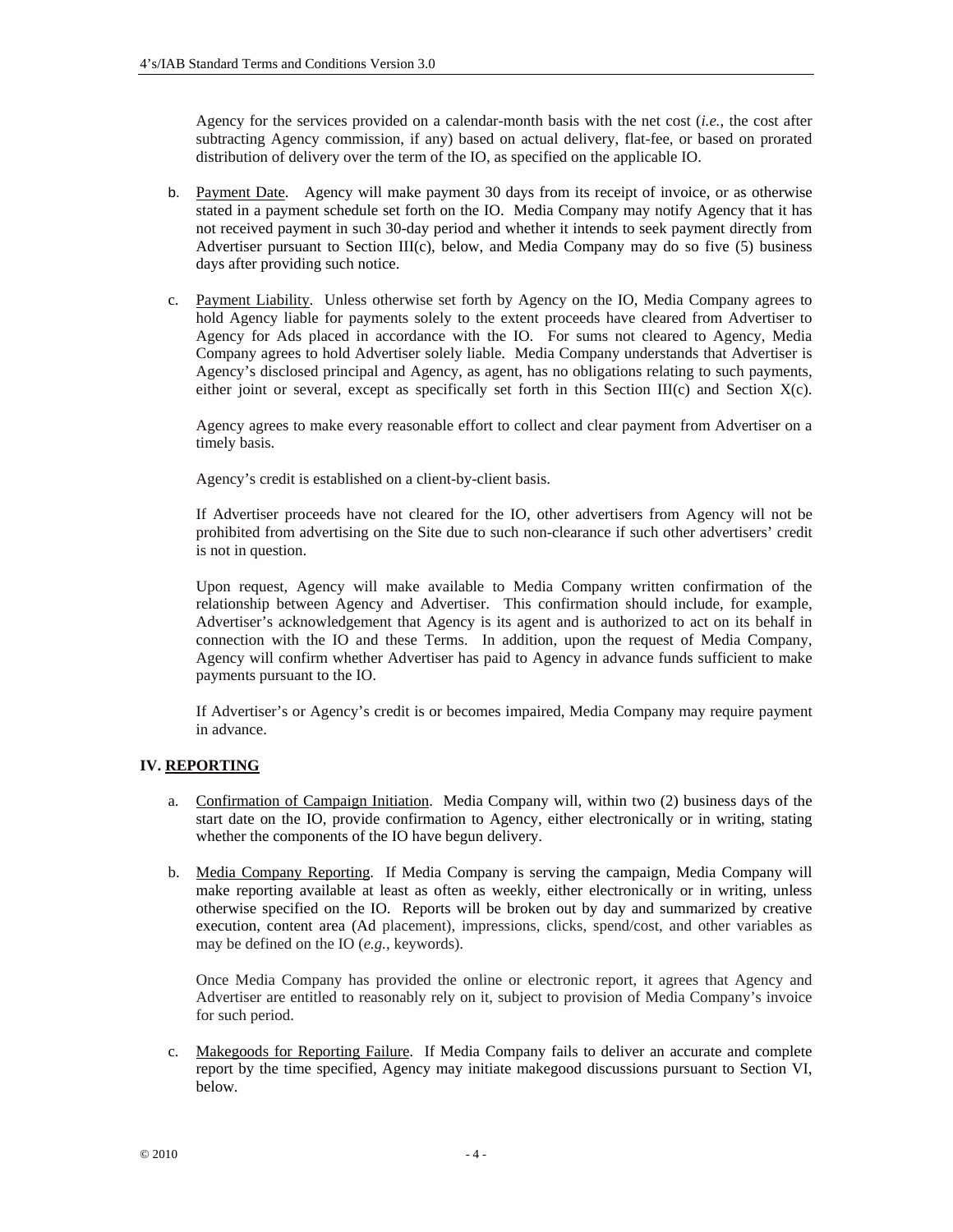Agency for the services provided on a calendar-month basis with the net cost (*i.e.*, the cost after subtracting Agency commission, if any) based on actual delivery, flat-fee, or based on prorated distribution of delivery over the term of the IO, as specified on the applicable IO.

b. Payment Date. Agency will make payment 30 days from its receipt of invoice, or as otherwise stated in a payment schedule set forth on the IO. Media Company may notify Agency that it has not received payment in such 30-day period and whether it intends to seek payment directly from Advertiser pursuant to Section III(c), below, and Media Company may do so five (5) business days after providing such notice.

c. Payment Liability. Unless otherwise set forth by Agency on the IO, Media Company agrees to hold Agency liable for payments solely to the extent proceeds have cleared from Advertiser to Agency for Ads placed in accordance with the IO. For sums not cleared to Agency, Media Company agrees to hold Advertiser solely liable. Media Company understands that Advertiser is Agency's disclosed principal and Agency, as agent, has no obligations relating to such payments, either joint or several, except as specifically set forth in this Section III(c) and Section X(c).

   Agency agrees to make every reasonable effort to collect and clear payment from Advertiser on a timely basis.

   Agency's credit is established on a client-by-client basis.

   If Advertiser proceeds have not cleared for the IO, other advertisers from Agency will not be prohibited from advertising on the Site due to such non-clearance if such other advertisers' credit is not in question.

   Upon request, Agency will make available to Media Company written confirmation of the relationship between Agency and Advertiser. This confirmation should include, for example, Advertiser's acknowledgement that Agency is its agent and is authorized to act on its behalf in connection with the IO and these Terms. In addition, upon the request of Media Company, Agency will confirm whether Advertiser has paid to Agency in advance funds sufficient to make payments pursuant to the IO.

   If Advertiser's or Agency's credit is or becomes impaired, Media Company may require payment in advance.

## IV. REPORTING

a. Confirmation of Campaign Initiation. Media Company will, within two (2) business days of the start date on the IO, provide confirmation to Agency, either electronically or in writing, stating whether the components of the IO have begun delivery.

b. Media Company Reporting. If Media Company is serving the campaign, Media Company will make reporting available at least as often as weekly, either electronically or in writing, unless otherwise specified on the IO. Reports will be broken out by day and summarized by creative execution, content area (Ad placement), impressions, clicks, spend/cost, and other variables as may be defined on the IO (*e.g.*, keywords).

   Once Media Company has provided the online or electronic report, it agrees that Agency and Advertiser are entitled to reasonably rely on it, subject to provision of Media Company's invoice for such period.

c. Makegoods for Reporting Failure. If Media Company fails to deliver an accurate and complete report by the time specified, Agency may initiate makegood discussions pursuant to Section VI, below.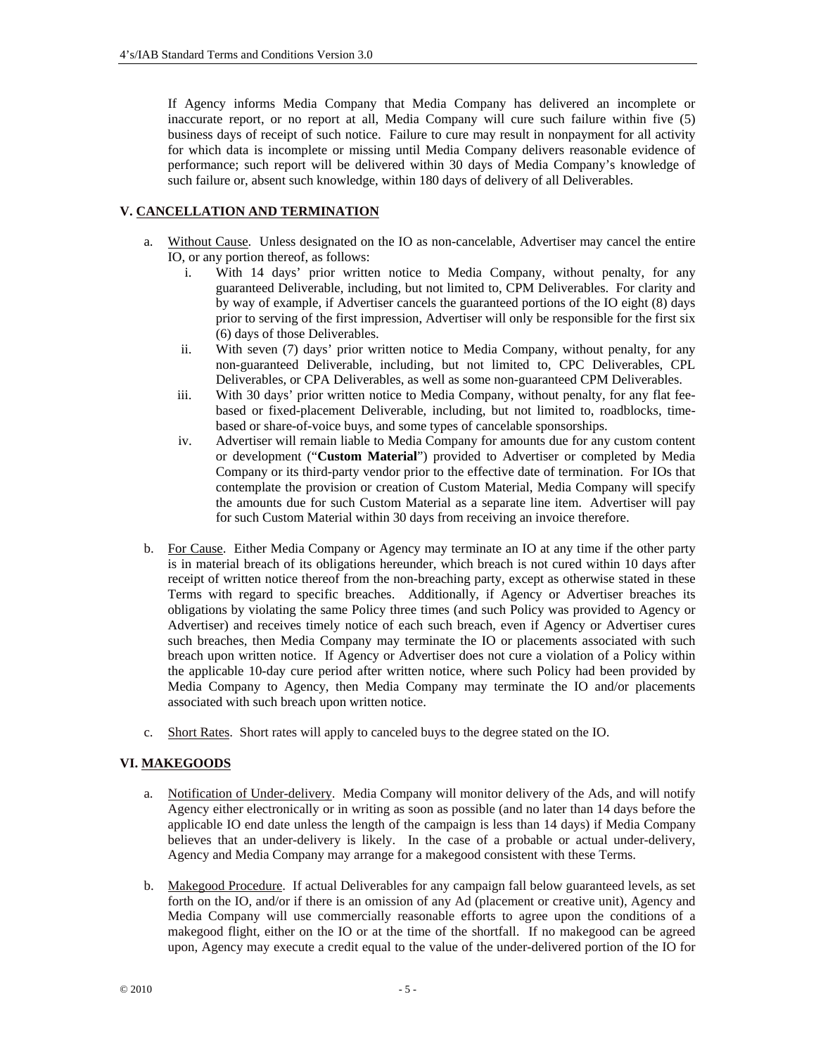If Agency informs Media Company that Media Company has delivered an incomplete or inaccurate report, or no report at all, Media Company will cure such failure within five (5) business days of receipt of such notice. Failure to cure may result in nonpayment for all activity for which data is incomplete or missing until Media Company delivers reasonable evidence of performance; such report will be delivered within 30 days of Media Company's knowledge of such failure or, absent such knowledge, within 180 days of delivery of all Deliverables.

## V. CANCELLATION AND TERMINATION

a. Without Cause. Unless designated on the IO as non-cancelable, Advertiser may cancel the entire IO, or any portion thereof, as follows:
   i. With 14 days' prior written notice to Media Company, without penalty, for any guaranteed Deliverable, including, but not limited to, CPM Deliverables. For clarity and by way of example, if Advertiser cancels the guaranteed portions of the IO eight (8) days prior to serving of the first impression, Advertiser will only be responsible for the first six (6) days of those Deliverables.
   ii. With seven (7) days' prior written notice to Media Company, without penalty, for any non-guaranteed Deliverable, including, but not limited to, CPC Deliverables, CPL Deliverables, or CPA Deliverables, as well as some non-guaranteed CPM Deliverables.
   iii. With 30 days' prior written notice to Media Company, without penalty, for any flat fee-based or fixed-placement Deliverable, including, but not limited to, roadblocks, time-based or share-of-voice buys, and some types of cancelable sponsorships.
   iv. Advertiser will remain liable to Media Company for amounts due for any custom content or development ("**Custom Material**") provided to Advertiser or completed by Media Company or its third-party vendor prior to the effective date of termination. For IOs that contemplate the provision or creation of Custom Material, Media Company will specify the amounts due for such Custom Material as a separate line item. Advertiser will pay for such Custom Material within 30 days from receiving an invoice therefore.

b. For Cause. Either Media Company or Agency may terminate an IO at any time if the other party is in material breach of its obligations hereunder, which breach is not cured within 10 days after receipt of written notice thereof from the non-breaching party, except as otherwise stated in these Terms with regard to specific breaches. Additionally, if Agency or Advertiser breaches its obligations by violating the same Policy three times (and such Policy was provided to Agency or Advertiser) and receives timely notice of each such breach, even if Agency or Advertiser cures such breaches, then Media Company may terminate the IO or placements associated with such breach upon written notice. If Agency or Advertiser does not cure a violation of a Policy within the applicable 10-day cure period after written notice, where such Policy had been provided by Media Company to Agency, then Media Company may terminate the IO and/or placements associated with such breach upon written notice.

c. Short Rates. Short rates will apply to canceled buys to the degree stated on the IO.

## VI. MAKEGOODS

a. Notification of Under-delivery. Media Company will monitor delivery of the Ads, and will notify Agency either electronically or in writing as soon as possible (and no later than 14 days before the applicable IO end date unless the length of the campaign is less than 14 days) if Media Company believes that an under-delivery is likely. In the case of a probable or actual under-delivery, Agency and Media Company may arrange for a makegood consistent with these Terms.

b. Makegood Procedure. If actual Deliverables for any campaign fall below guaranteed levels, as set forth on the IO, and/or if there is an omission of any Ad (placement or creative unit), Agency and Media Company will use commercially reasonable efforts to agree upon the conditions of a makegood flight, either on the IO or at the time of the shortfall. If no makegood can be agreed upon, Agency may execute a credit equal to the value of the under-delivered portion of the IO for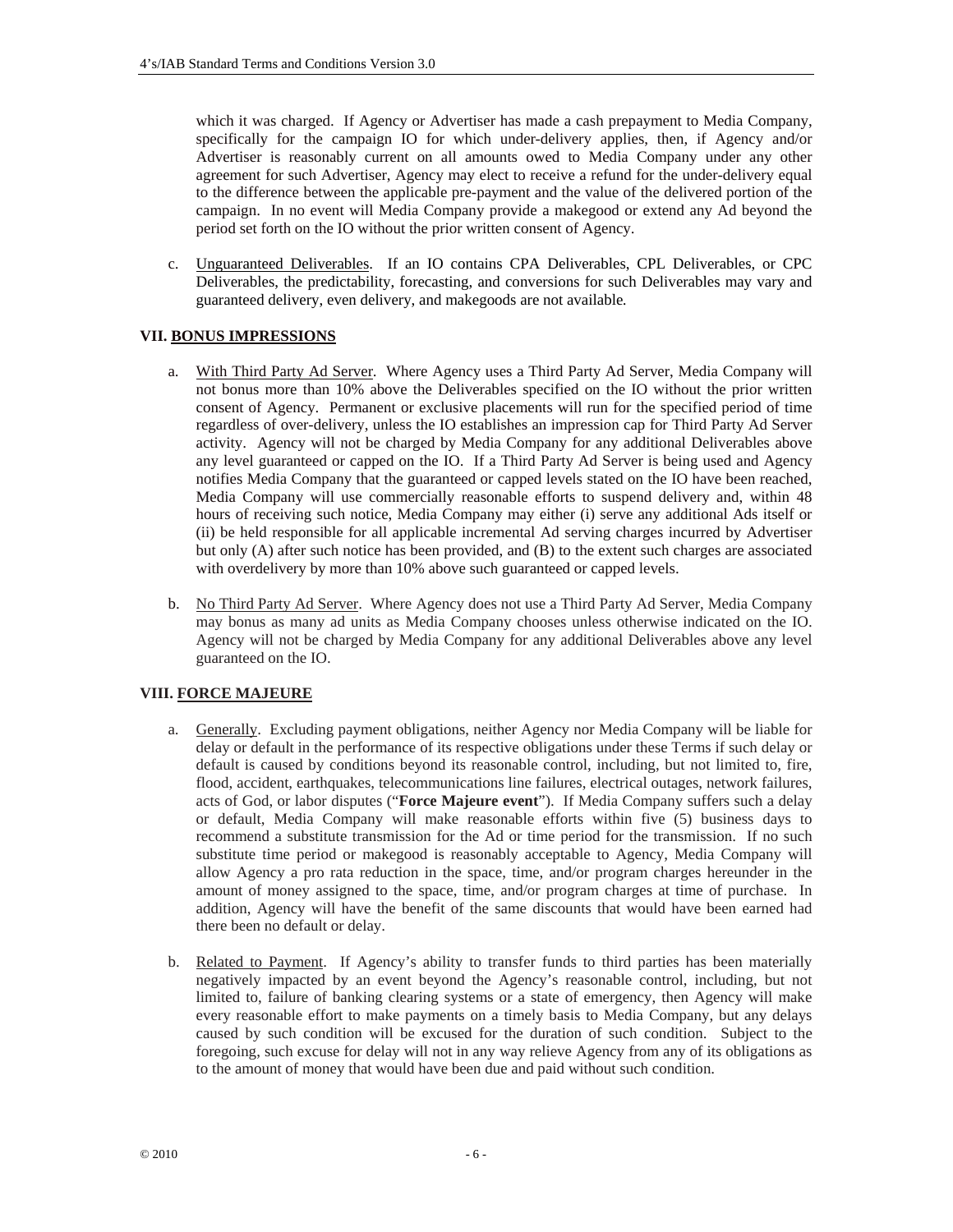which it was charged. If Agency or Advertiser has made a cash prepayment to Media Company, specifically for the campaign IO for which under-delivery applies, then, if Agency and/or Advertiser is reasonably current on all amounts owed to Media Company under any other agreement for such Advertiser, Agency may elect to receive a refund for the under-delivery equal to the difference between the applicable pre-payment and the value of the delivered portion of the campaign. In no event will Media Company provide a makegood or extend any Ad beyond the period set forth on the IO without the prior written consent of Agency.

c. Unguaranteed Deliverables. If an IO contains CPA Deliverables, CPL Deliverables, or CPC Deliverables, the predictability, forecasting, and conversions for such Deliverables may vary and guaranteed delivery, even delivery, and makegoods are not available.

## VII. BONUS IMPRESSIONS

a. With Third Party Ad Server. Where Agency uses a Third Party Ad Server, Media Company will not bonus more than 10% above the Deliverables specified on the IO without the prior written consent of Agency. Permanent or exclusive placements will run for the specified period of time regardless of over-delivery, unless the IO establishes an impression cap for Third Party Ad Server activity. Agency will not be charged by Media Company for any additional Deliverables above any level guaranteed or capped on the IO. If a Third Party Ad Server is being used and Agency notifies Media Company that the guaranteed or capped levels stated on the IO have been reached, Media Company will use commercially reasonable efforts to suspend delivery and, within 48 hours of receiving such notice, Media Company may either (i) serve any additional Ads itself or (ii) be held responsible for all applicable incremental Ad serving charges incurred by Advertiser but only (A) after such notice has been provided, and (B) to the extent such charges are associated with overdelivery by more than 10% above such guaranteed or capped levels.

b. No Third Party Ad Server. Where Agency does not use a Third Party Ad Server, Media Company may bonus as many ad units as Media Company chooses unless otherwise indicated on the IO. Agency will not be charged by Media Company for any additional Deliverables above any level guaranteed on the IO.

## VIII. FORCE MAJEURE

a. Generally. Excluding payment obligations, neither Agency nor Media Company will be liable for delay or default in the performance of its respective obligations under these Terms if such delay or default is caused by conditions beyond its reasonable control, including, but not limited to, fire, flood, accident, earthquakes, telecommunications line failures, electrical outages, network failures, acts of God, or labor disputes ("**Force Majeure event**"). If Media Company suffers such a delay or default, Media Company will make reasonable efforts within five (5) business days to recommend a substitute transmission for the Ad or time period for the transmission. If no such substitute time period or makegood is reasonably acceptable to Agency, Media Company will allow Agency a pro rata reduction in the space, time, and/or program charges hereunder in the amount of money assigned to the space, time, and/or program charges at time of purchase. In addition, Agency will have the benefit of the same discounts that would have been earned had there been no default or delay.

b. Related to Payment. If Agency's ability to transfer funds to third parties has been materially negatively impacted by an event beyond the Agency's reasonable control, including, but not limited to, failure of banking clearing systems or a state of emergency, then Agency will make every reasonable effort to make payments on a timely basis to Media Company, but any delays caused by such condition will be excused for the duration of such condition. Subject to the foregoing, such excuse for delay will not in any way relieve Agency from any of its obligations as to the amount of money that would have been due and paid without such condition.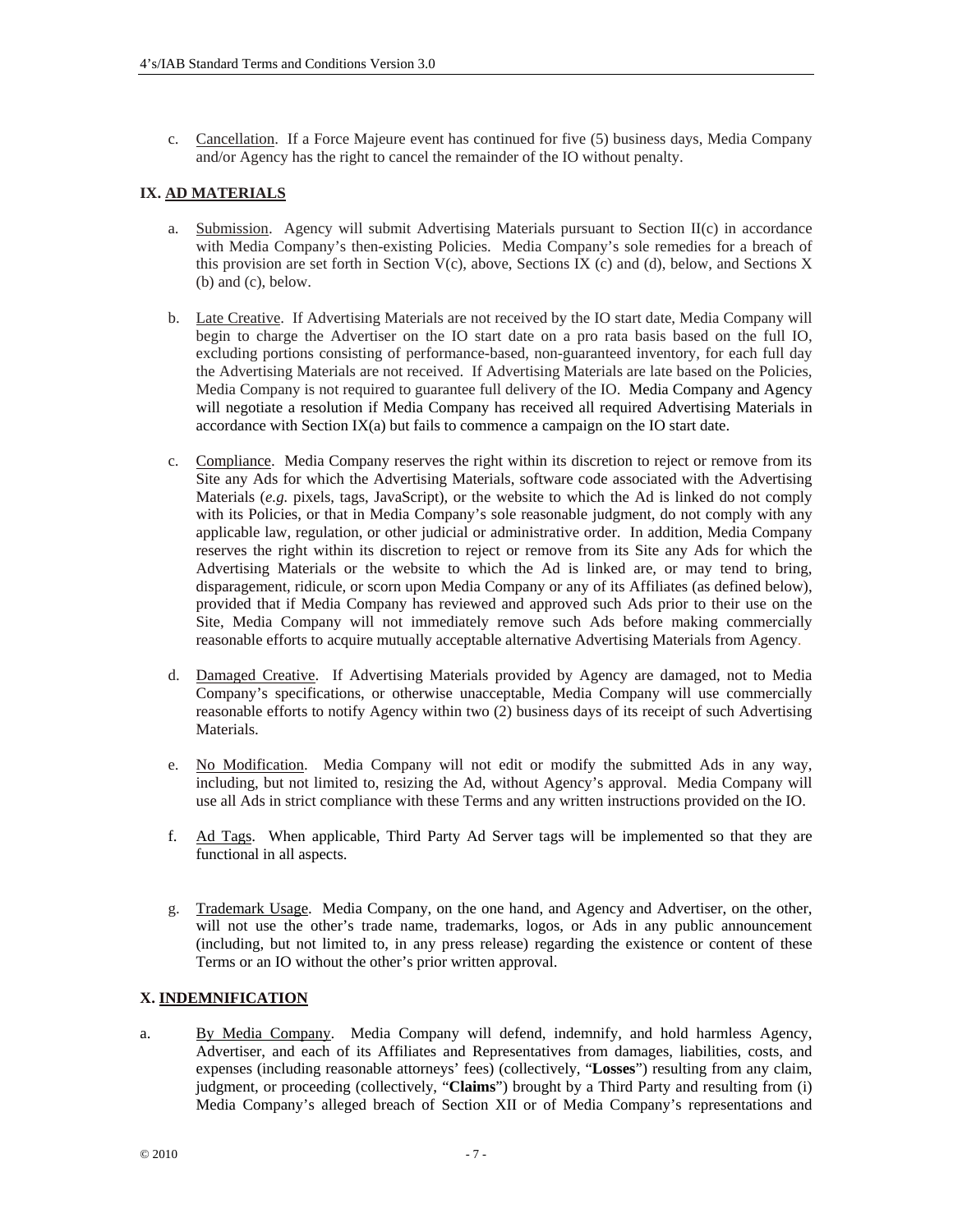c. Cancellation. If a Force Majeure event has continued for five (5) business days, Media Company and/or Agency has the right to cancel the remainder of the IO without penalty.

## IX. AD MATERIALS

a. Submission. Agency will submit Advertising Materials pursuant to Section II(c) in accordance with Media Company's then-existing Policies. Media Company's sole remedies for a breach of this provision are set forth in Section V(c), above, Sections IX (c) and (d), below, and Sections X (b) and (c), below.

b. Late Creative. If Advertising Materials are not received by the IO start date, Media Company will begin to charge the Advertiser on the IO start date on a pro rata basis based on the full IO, excluding portions consisting of performance-based, non-guaranteed inventory, for each full day the Advertising Materials are not received. If Advertising Materials are late based on the Policies, Media Company is not required to guarantee full delivery of the IO. Media Company and Agency will negotiate a resolution if Media Company has received all required Advertising Materials in accordance with Section IX(a) but fails to commence a campaign on the IO start date.

c. Compliance. Media Company reserves the right within its discretion to reject or remove from its Site any Ads for which the Advertising Materials, software code associated with the Advertising Materials (*e.g.* pixels, tags, JavaScript), or the website to which the Ad is linked do not comply with its Policies, or that in Media Company's sole reasonable judgment, do not comply with any applicable law, regulation, or other judicial or administrative order. In addition, Media Company reserves the right within its discretion to reject or remove from its Site any Ads for which the Advertising Materials or the website to which the Ad is linked are, or may tend to bring, disparagement, ridicule, or scorn upon Media Company or any of its Affiliates (as defined below), provided that if Media Company has reviewed and approved such Ads prior to their use on the Site, Media Company will not immediately remove such Ads before making commercially reasonable efforts to acquire mutually acceptable alternative Advertising Materials from Agency.

d. Damaged Creative. If Advertising Materials provided by Agency are damaged, not to Media Company's specifications, or otherwise unacceptable, Media Company will use commercially reasonable efforts to notify Agency within two (2) business days of its receipt of such Advertising Materials.

e. No Modification. Media Company will not edit or modify the submitted Ads in any way, including, but not limited to, resizing the Ad, without Agency's approval. Media Company will use all Ads in strict compliance with these Terms and any written instructions provided on the IO.

f. Ad Tags. When applicable, Third Party Ad Server tags will be implemented so that they are functional in all aspects.

g. Trademark Usage. Media Company, on the one hand, and Agency and Advertiser, on the other, will not use the other's trade name, trademarks, logos, or Ads in any public announcement (including, but not limited to, in any press release) regarding the existence or content of these Terms or an IO without the other's prior written approval.

## X. INDEMNIFICATION

a. By Media Company. Media Company will defend, indemnify, and hold harmless Agency, Advertiser, and each of its Affiliates and Representatives from damages, liabilities, costs, and expenses (including reasonable attorneys' fees) (collectively, "**Losses**") resulting from any claim, judgment, or proceeding (collectively, "**Claims**") brought by a Third Party and resulting from (i) Media Company's alleged breach of Section XII or of Media Company's representations and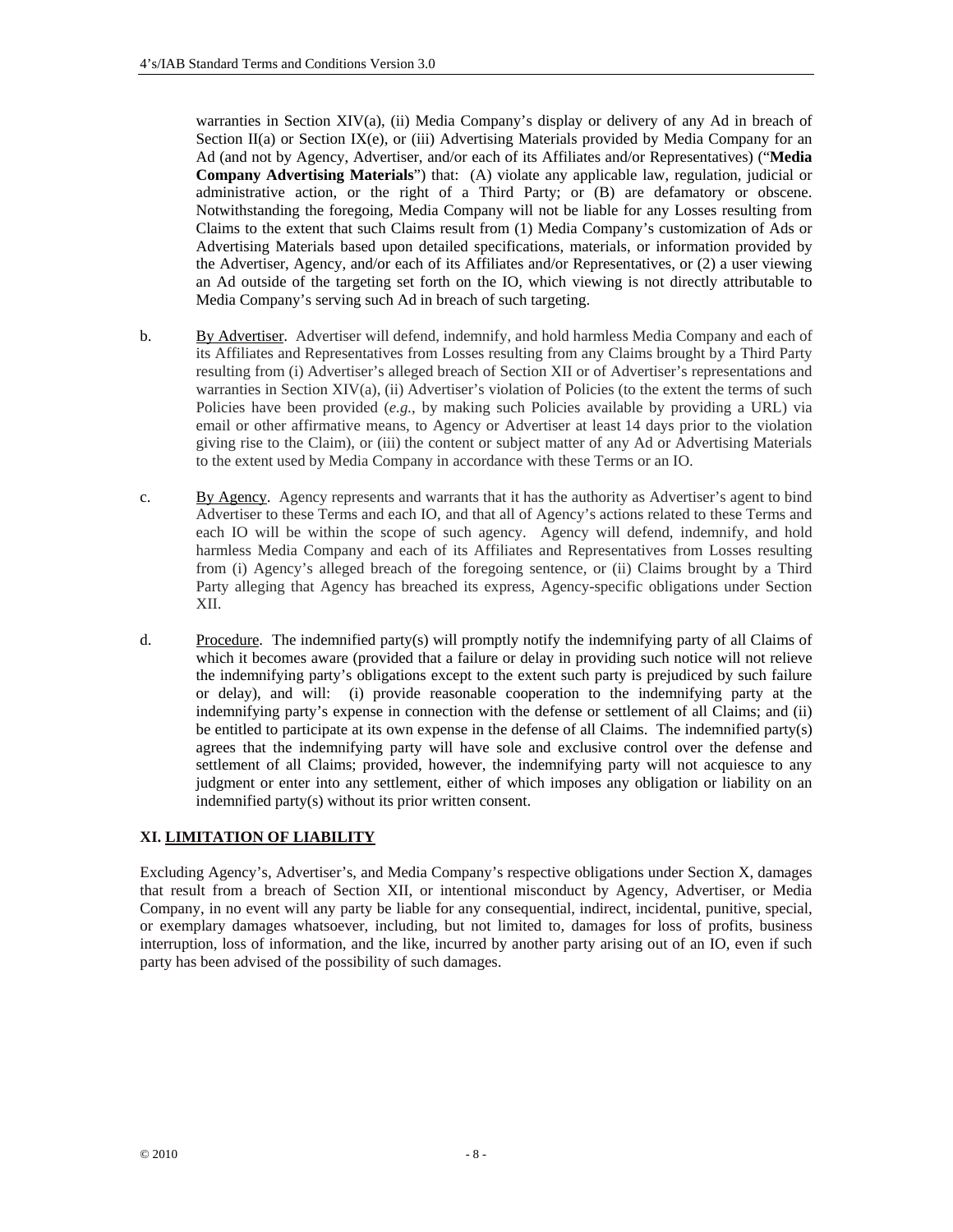warranties in Section XIV(a), (ii) Media Company's display or delivery of any Ad in breach of Section II(a) or Section IX(e), or (iii) Advertising Materials provided by Media Company for an Ad (and not by Agency, Advertiser, and/or each of its Affiliates and/or Representatives) ("**Media Company Advertising Materials**") that: (A) violate any applicable law, regulation, judicial or administrative action, or the right of a Third Party; or (B) are defamatory or obscene. Notwithstanding the foregoing, Media Company will not be liable for any Losses resulting from Claims to the extent that such Claims result from (1) Media Company's customization of Ads or Advertising Materials based upon detailed specifications, materials, or information provided by the Advertiser, Agency, and/or each of its Affiliates and/or Representatives, or (2) a user viewing an Ad outside of the targeting set forth on the IO, which viewing is not directly attributable to Media Company's serving such Ad in breach of such targeting.

b. By Advertiser. Advertiser will defend, indemnify, and hold harmless Media Company and each of its Affiliates and Representatives from Losses resulting from any Claims brought by a Third Party resulting from (i) Advertiser's alleged breach of Section XII or of Advertiser's representations and warranties in Section XIV(a), (ii) Advertiser's violation of Policies (to the extent the terms of such Policies have been provided (*e.g.*, by making such Policies available by providing a URL) via email or other affirmative means, to Agency or Advertiser at least 14 days prior to the violation giving rise to the Claim), or (iii) the content or subject matter of any Ad or Advertising Materials to the extent used by Media Company in accordance with these Terms or an IO.

c. By Agency. Agency represents and warrants that it has the authority as Advertiser's agent to bind Advertiser to these Terms and each IO, and that all of Agency's actions related to these Terms and each IO will be within the scope of such agency. Agency will defend, indemnify, and hold harmless Media Company and each of its Affiliates and Representatives from Losses resulting from (i) Agency's alleged breach of the foregoing sentence, or (ii) Claims brought by a Third Party alleging that Agency has breached its express, Agency-specific obligations under Section XII.

d. Procedure. The indemnified party(s) will promptly notify the indemnifying party of all Claims of which it becomes aware (provided that a failure or delay in providing such notice will not relieve the indemnifying party's obligations except to the extent such party is prejudiced by such failure or delay), and will: (i) provide reasonable cooperation to the indemnifying party at the indemnifying party's expense in connection with the defense or settlement of all Claims; and (ii) be entitled to participate at its own expense in the defense of all Claims. The indemnified party(s) agrees that the indemnifying party will have sole and exclusive control over the defense and settlement of all Claims; provided, however, the indemnifying party will not acquiesce to any judgment or enter into any settlement, either of which imposes any obligation or liability on an indemnified party(s) without its prior written consent.

## XI. LIMITATION OF LIABILITY

Excluding Agency's, Advertiser's, and Media Company's respective obligations under Section X, damages that result from a breach of Section XII, or intentional misconduct by Agency, Advertiser, or Media Company, in no event will any party be liable for any consequential, indirect, incidental, punitive, special, or exemplary damages whatsoever, including, but not limited to, damages for loss of profits, business interruption, loss of information, and the like, incurred by another party arising out of an IO, even if such party has been advised of the possibility of such damages.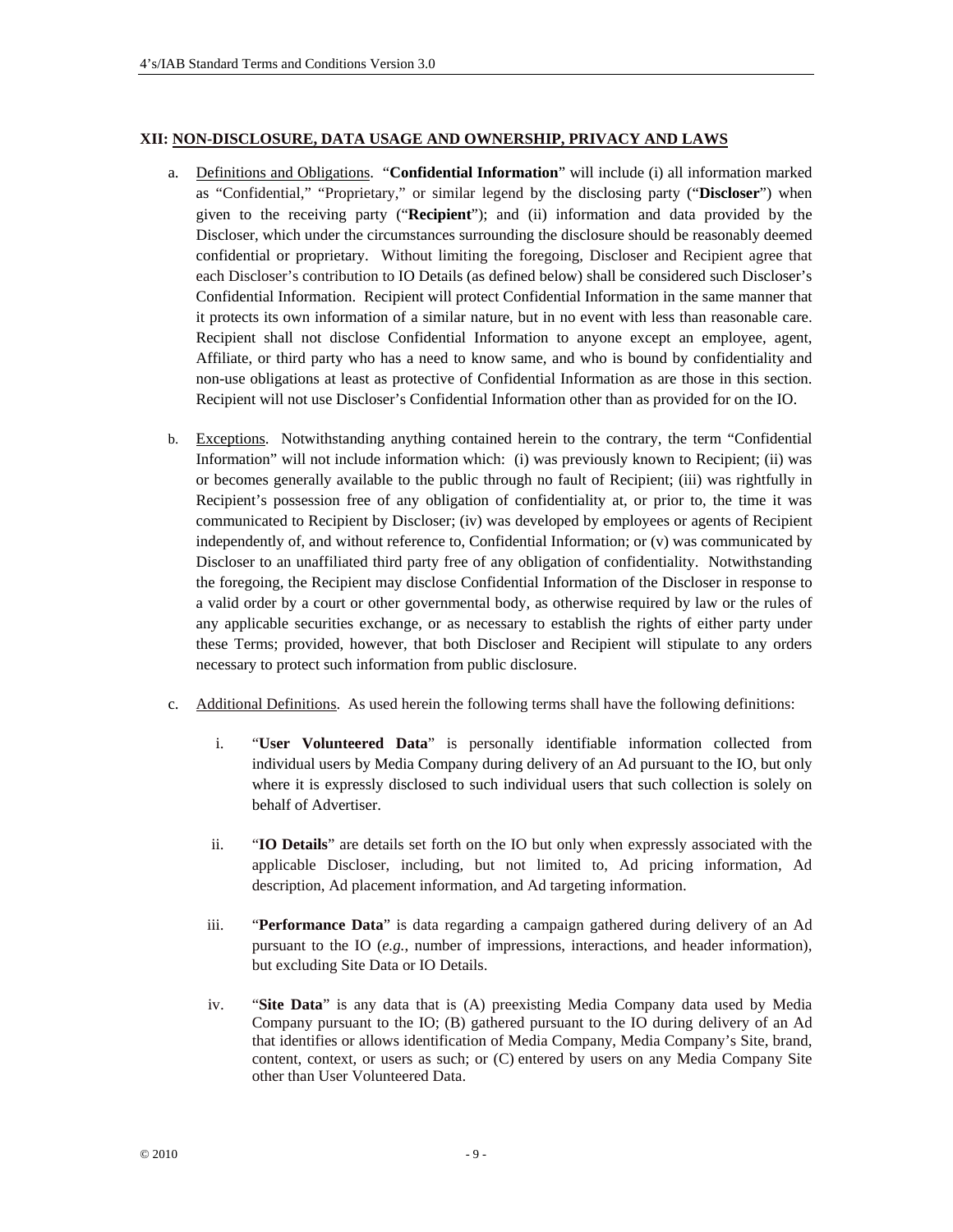## XII: <u>NON-DISCLOSURE, DATA USAGE AND OWNERSHIP, PRIVACY AND LAWS</u>

a. <u>Definitions and Obligations</u>. "**Confidential Information**" will include (i) all information marked as "Confidential," "Proprietary," or similar legend by the disclosing party ("**Discloser**") when given to the receiving party ("**Recipient**"); and (ii) information and data provided by the Discloser, which under the circumstances surrounding the disclosure should be reasonably deemed confidential or proprietary. Without limiting the foregoing, Discloser and Recipient agree that each Discloser's contribution to IO Details (as defined below) shall be considered such Discloser's Confidential Information. Recipient will protect Confidential Information in the same manner that it protects its own information of a similar nature, but in no event with less than reasonable care. Recipient shall not disclose Confidential Information to anyone except an employee, agent, Affiliate, or third party who has a need to know same, and who is bound by confidentiality and non-use obligations at least as protective of Confidential Information as are those in this section. Recipient will not use Discloser's Confidential Information other than as provided for on the IO.

b. <u>Exceptions</u>. Notwithstanding anything contained herein to the contrary, the term "Confidential Information" will not include information which: (i) was previously known to Recipient; (ii) was or becomes generally available to the public through no fault of Recipient; (iii) was rightfully in Recipient's possession free of any obligation of confidentiality at, or prior to, the time it was communicated to Recipient by Discloser; (iv) was developed by employees or agents of Recipient independently of, and without reference to, Confidential Information; or (v) was communicated by Discloser to an unaffiliated third party free of any obligation of confidentiality. Notwithstanding the foregoing, the Recipient may disclose Confidential Information of the Discloser in response to a valid order by a court or other governmental body, as otherwise required by law or the rules of any applicable securities exchange, or as necessary to establish the rights of either party under these Terms; provided, however, that both Discloser and Recipient will stipulate to any orders necessary to protect such information from public disclosure.

c. <u>Additional Definitions</u>. As used herein the following terms shall have the following definitions:

   i. "**User Volunteered Data**" is personally identifiable information collected from individual users by Media Company during delivery of an Ad pursuant to the IO, but only where it is expressly disclosed to such individual users that such collection is solely on behalf of Advertiser.

   ii. "**IO Details**" are details set forth on the IO but only when expressly associated with the applicable Discloser, including, but not limited to, Ad pricing information, Ad description, Ad placement information, and Ad targeting information.

   iii. "**Performance Data**" is data regarding a campaign gathered during delivery of an Ad pursuant to the IO (*e.g.*, number of impressions, interactions, and header information), but excluding Site Data or IO Details.

   iv. "**Site Data**" is any data that is (A) preexisting Media Company data used by Media Company pursuant to the IO; (B) gathered pursuant to the IO during delivery of an Ad that identifies or allows identification of Media Company, Media Company's Site, brand, content, context, or users as such; or (C) entered by users on any Media Company Site other than User Volunteered Data.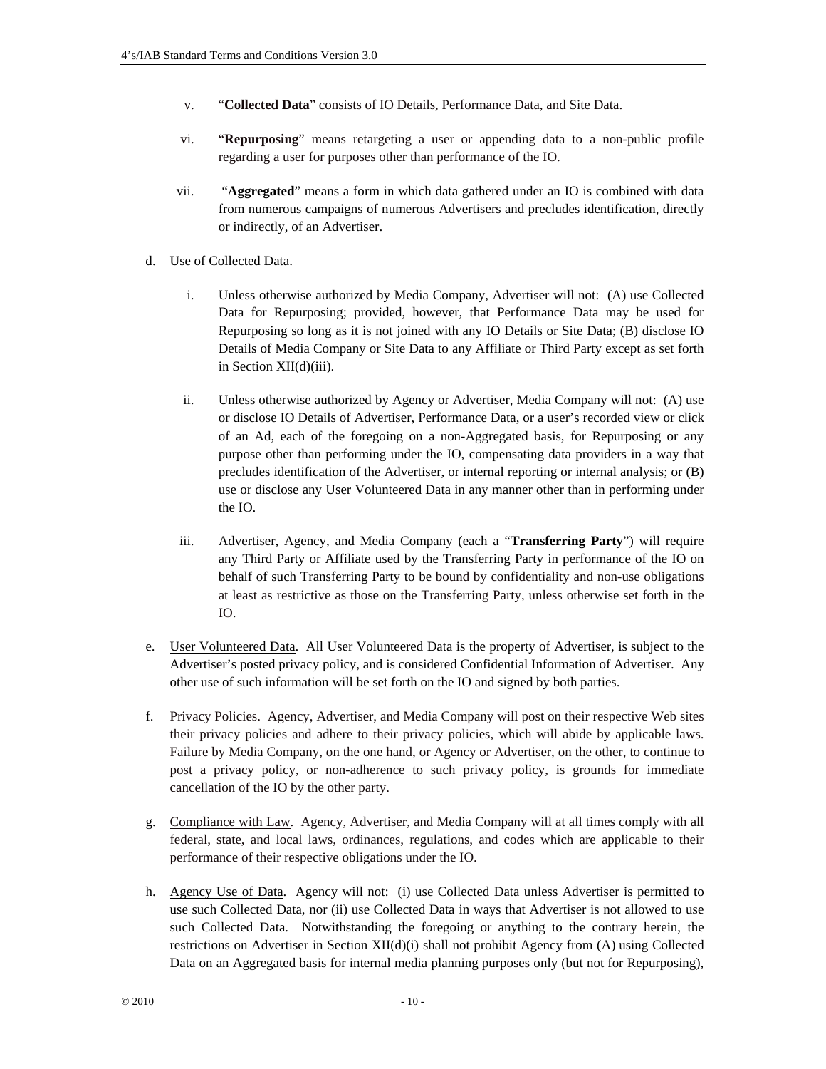v. "**Collected Data**" consists of IO Details, Performance Data, and Site Data.

vi. "**Repurposing**" means retargeting a user or appending data to a non-public profile regarding a user for purposes other than performance of the IO.

vii. "**Aggregated**" means a form in which data gathered under an IO is combined with data from numerous campaigns of numerous Advertisers and precludes identification, directly or indirectly, of an Advertiser.

d. <u>Use of Collected Data</u>.

i. Unless otherwise authorized by Media Company, Advertiser will not: (A) use Collected Data for Repurposing; provided, however, that Performance Data may be used for Repurposing so long as it is not joined with any IO Details or Site Data; (B) disclose IO Details of Media Company or Site Data to any Affiliate or Third Party except as set forth in Section XII(d)(iii).

ii. Unless otherwise authorized by Agency or Advertiser, Media Company will not: (A) use or disclose IO Details of Advertiser, Performance Data, or a user's recorded view or click of an Ad, each of the foregoing on a non-Aggregated basis, for Repurposing or any purpose other than performing under the IO, compensating data providers in a way that precludes identification of the Advertiser, or internal reporting or internal analysis; or (B) use or disclose any User Volunteered Data in any manner other than in performing under the IO.

iii. Advertiser, Agency, and Media Company (each a "**Transferring Party**") will require any Third Party or Affiliate used by the Transferring Party in performance of the IO on behalf of such Transferring Party to be bound by confidentiality and non-use obligations at least as restrictive as those on the Transferring Party, unless otherwise set forth in the IO.

e. <u>User Volunteered Data</u>. All User Volunteered Data is the property of Advertiser, is subject to the Advertiser's posted privacy policy, and is considered Confidential Information of Advertiser. Any other use of such information will be set forth on the IO and signed by both parties.

f. <u>Privacy Policies</u>. Agency, Advertiser, and Media Company will post on their respective Web sites their privacy policies and adhere to their privacy policies, which will abide by applicable laws. Failure by Media Company, on the one hand, or Agency or Advertiser, on the other, to continue to post a privacy policy, or non-adherence to such privacy policy, is grounds for immediate cancellation of the IO by the other party.

g. <u>Compliance with Law</u>. Agency, Advertiser, and Media Company will at all times comply with all federal, state, and local laws, ordinances, regulations, and codes which are applicable to their performance of their respective obligations under the IO.

h. <u>Agency Use of Data</u>. Agency will not: (i) use Collected Data unless Advertiser is permitted to use such Collected Data, nor (ii) use Collected Data in ways that Advertiser is not allowed to use such Collected Data. Notwithstanding the foregoing or anything to the contrary herein, the restrictions on Advertiser in Section XII(d)(i) shall not prohibit Agency from (A) using Collected Data on an Aggregated basis for internal media planning purposes only (but not for Repurposing),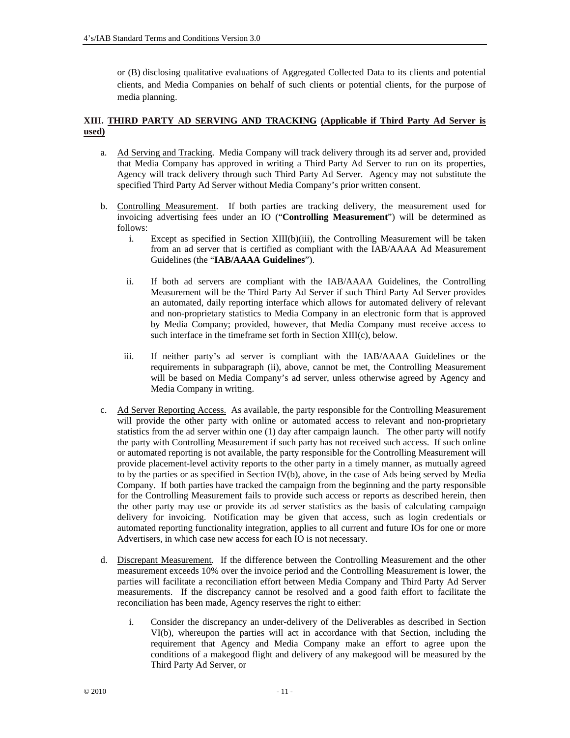or (B) disclosing qualitative evaluations of Aggregated Collected Data to its clients and potential clients, and Media Companies on behalf of such clients or potential clients, for the purpose of media planning.

## XIII. THIRD PARTY AD SERVING AND TRACKING (Applicable if Third Party Ad Server is used)

a. Ad Serving and Tracking. Media Company will track delivery through its ad server and, provided that Media Company has approved in writing a Third Party Ad Server to run on its properties, Agency will track delivery through such Third Party Ad Server. Agency may not substitute the specified Third Party Ad Server without Media Company's prior written consent.

b. Controlling Measurement. If both parties are tracking delivery, the measurement used for invoicing advertising fees under an IO ("**Controlling Measurement**") will be determined as follows:

   i. Except as specified in Section XIII(b)(iii), the Controlling Measurement will be taken from an ad server that is certified as compliant with the IAB/AAAA Ad Measurement Guidelines (the "**IAB/AAAA Guidelines**").

   ii. If both ad servers are compliant with the IAB/AAAA Guidelines, the Controlling Measurement will be the Third Party Ad Server if such Third Party Ad Server provides an automated, daily reporting interface which allows for automated delivery of relevant and non-proprietary statistics to Media Company in an electronic form that is approved by Media Company; provided, however, that Media Company must receive access to such interface in the timeframe set forth in Section XIII(c), below.

   iii. If neither party's ad server is compliant with the IAB/AAAA Guidelines or the requirements in subparagraph (ii), above, cannot be met, the Controlling Measurement will be based on Media Company's ad server, unless otherwise agreed by Agency and Media Company in writing.

c. Ad Server Reporting Access. As available, the party responsible for the Controlling Measurement will provide the other party with online or automated access to relevant and non-proprietary statistics from the ad server within one (1) day after campaign launch. The other party will notify the party with Controlling Measurement if such party has not received such access. If such online or automated reporting is not available, the party responsible for the Controlling Measurement will provide placement-level activity reports to the other party in a timely manner, as mutually agreed to by the parties or as specified in Section IV(b), above, in the case of Ads being served by Media Company. If both parties have tracked the campaign from the beginning and the party responsible for the Controlling Measurement fails to provide such access or reports as described herein, then the other party may use or provide its ad server statistics as the basis of calculating campaign delivery for invoicing. Notification may be given that access, such as login credentials or automated reporting functionality integration, applies to all current and future IOs for one or more Advertisers, in which case new access for each IO is not necessary.

d. Discrepant Measurement. If the difference between the Controlling Measurement and the other measurement exceeds 10% over the invoice period and the Controlling Measurement is lower, the parties will facilitate a reconciliation effort between Media Company and Third Party Ad Server measurements. If the discrepancy cannot be resolved and a good faith effort to facilitate the reconciliation has been made, Agency reserves the right to either:

   i. Consider the discrepancy an under-delivery of the Deliverables as described in Section VI(b), whereupon the parties will act in accordance with that Section, including the requirement that Agency and Media Company make an effort to agree upon the conditions of a makegood flight and delivery of any makegood will be measured by the Third Party Ad Server, or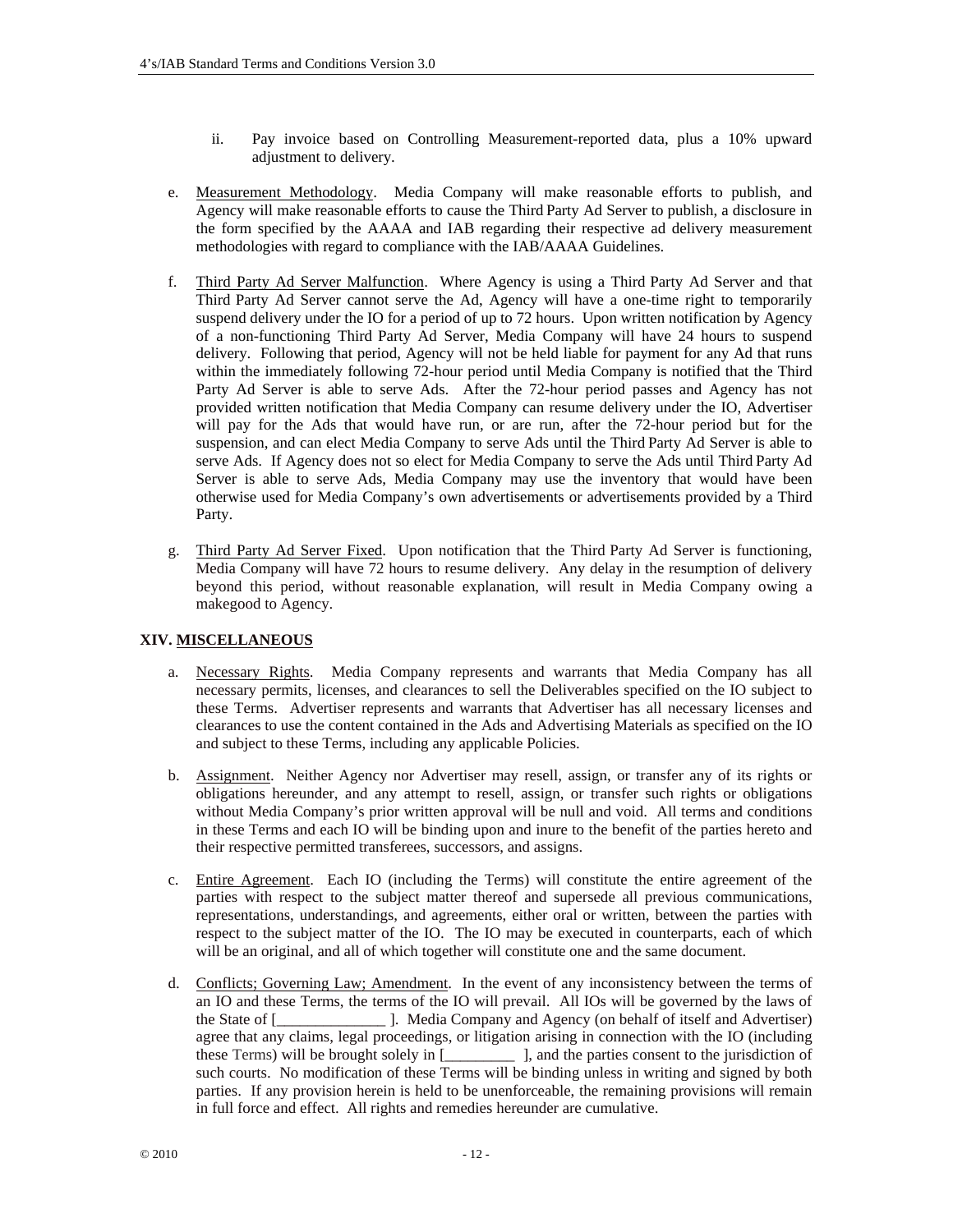ii. Pay invoice based on Controlling Measurement-reported data, plus a 10% upward adjustment to delivery.

e. Measurement Methodology. Media Company will make reasonable efforts to publish, and Agency will make reasonable efforts to cause the Third Party Ad Server to publish, a disclosure in the form specified by the AAAA and IAB regarding their respective ad delivery measurement methodologies with regard to compliance with the IAB/AAAA Guidelines.

f. Third Party Ad Server Malfunction. Where Agency is using a Third Party Ad Server and that Third Party Ad Server cannot serve the Ad, Agency will have a one-time right to temporarily suspend delivery under the IO for a period of up to 72 hours. Upon written notification by Agency of a non-functioning Third Party Ad Server, Media Company will have 24 hours to suspend delivery. Following that period, Agency will not be held liable for payment for any Ad that runs within the immediately following 72-hour period until Media Company is notified that the Third Party Ad Server is able to serve Ads. After the 72-hour period passes and Agency has not provided written notification that Media Company can resume delivery under the IO, Advertiser will pay for the Ads that would have run, or are run, after the 72-hour period but for the suspension, and can elect Media Company to serve Ads until the Third Party Ad Server is able to serve Ads. If Agency does not so elect for Media Company to serve the Ads until Third Party Ad Server is able to serve Ads, Media Company may use the inventory that would have been otherwise used for Media Company's own advertisements or advertisements provided by a Third Party.

g. Third Party Ad Server Fixed. Upon notification that the Third Party Ad Server is functioning, Media Company will have 72 hours to resume delivery. Any delay in the resumption of delivery beyond this period, without reasonable explanation, will result in Media Company owing a makegood to Agency.

## XIV. MISCELLANEOUS

a. Necessary Rights. Media Company represents and warrants that Media Company has all necessary permits, licenses, and clearances to sell the Deliverables specified on the IO subject to these Terms. Advertiser represents and warrants that Advertiser has all necessary licenses and clearances to use the content contained in the Ads and Advertising Materials as specified on the IO and subject to these Terms, including any applicable Policies.

b. Assignment. Neither Agency nor Advertiser may resell, assign, or transfer any of its rights or obligations hereunder, and any attempt to resell, assign, or transfer such rights or obligations without Media Company's prior written approval will be null and void. All terms and conditions in these Terms and each IO will be binding upon and inure to the benefit of the parties hereto and their respective permitted transferees, successors, and assigns.

c. Entire Agreement. Each IO (including the Terms) will constitute the entire agreement of the parties with respect to the subject matter thereof and supersede all previous communications, representations, understandings, and agreements, either oral or written, between the parties with respect to the subject matter of the IO. The IO may be executed in counterparts, each of which will be an original, and all of which together will constitute one and the same document.

d. Conflicts; Governing Law; Amendment. In the event of any inconsistency between the terms of an IO and these Terms, the terms of the IO will prevail. All IOs will be governed by the laws of the State of [______________ ]. Media Company and Agency (on behalf of itself and Advertiser) agree that any claims, legal proceedings, or litigation arising in connection with the IO (including these Terms) will be brought solely in [_________ ], and the parties consent to the jurisdiction of such courts. No modification of these Terms will be binding unless in writing and signed by both parties. If any provision herein is held to be unenforceable, the remaining provisions will remain in full force and effect. All rights and remedies hereunder are cumulative.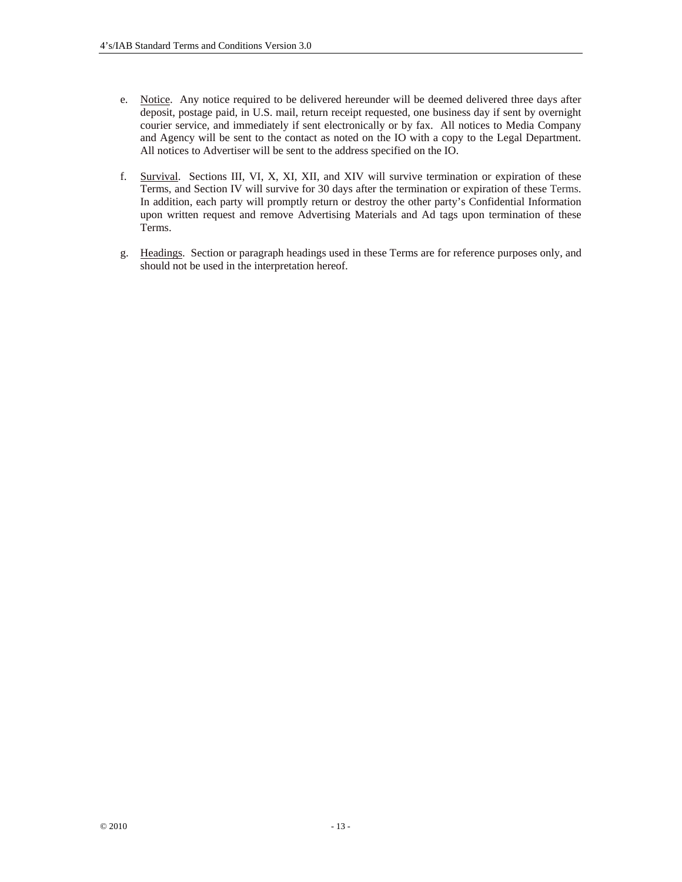e. Notice. Any notice required to be delivered hereunder will be deemed delivered three days after deposit, postage paid, in U.S. mail, return receipt requested, one business day if sent by overnight courier service, and immediately if sent electronically or by fax. All notices to Media Company and Agency will be sent to the contact as noted on the IO with a copy to the Legal Department. All notices to Advertiser will be sent to the address specified on the IO.

f. Survival. Sections III, VI, X, XI, XII, and XIV will survive termination or expiration of these Terms, and Section IV will survive for 30 days after the termination or expiration of these Terms. In addition, each party will promptly return or destroy the other party's Confidential Information upon written request and remove Advertising Materials and Ad tags upon termination of these Terms.

g. Headings. Section or paragraph headings used in these Terms are for reference purposes only, and should not be used in the interpretation hereof.